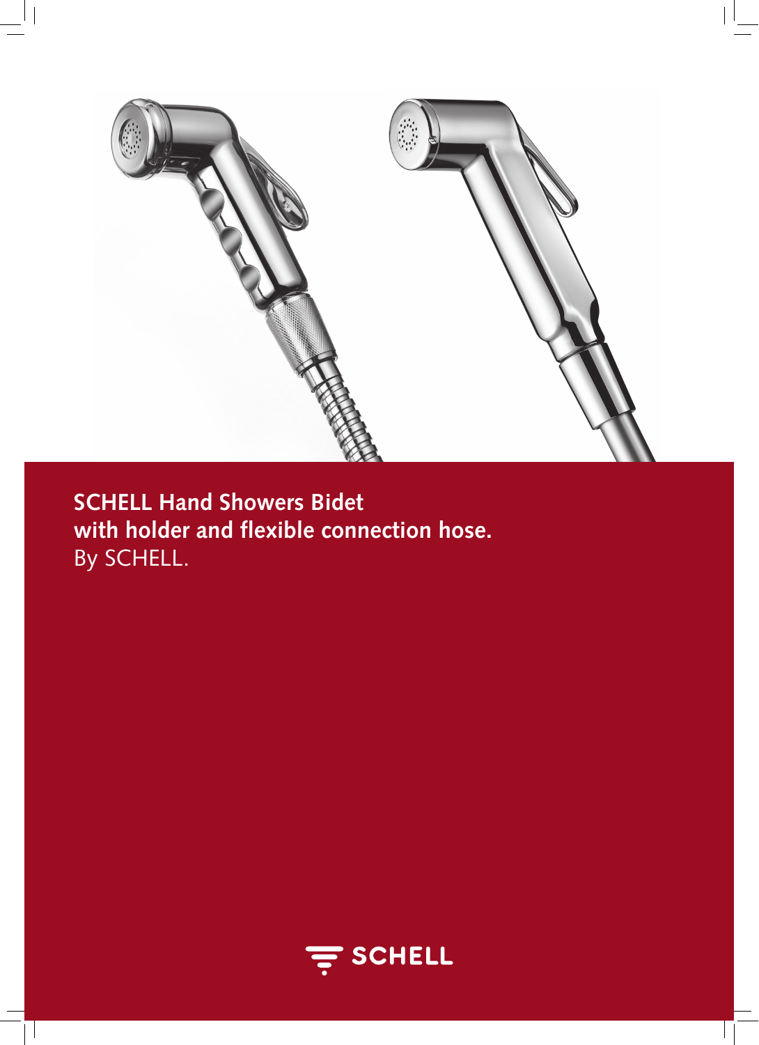**SCHELL Hand Showers Bidet**
**with holder and flexible connection hose.**
By SCHELL.

SCHELL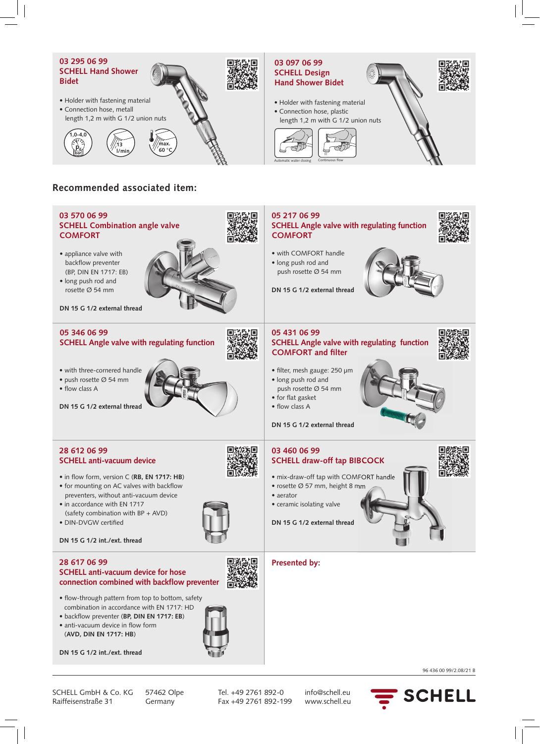## 03 295 06 99
## SCHELL Hand Shower Bidet

- Holder with fastening material
- Connection hose, metall length 1,2 m with G 1/2 union nuts

1,0-4,0 bar | 13 l/min | max. 60 °C

## 03 097 06 99
## SCHELL Design Hand Shower Bidet

- Holder with fastening material
- Connection hose, plastic length 1,2 m with G 1/2 union nuts

Automatic water dosing | Continuous flow

## Recommended associated item:

### 03 570 06 99
### SCHELL Combination angle valve COMFORT

- appliance valve with backflow preventer (BP, DIN EN 1717: EB)
- long push rod and rosette Ø 54 mm

**DN 15 G 1/2 external thread**

### 05 217 06 99
### SCHELL Angle valve with regulating function COMFORT

- with COMFORT handle
- long push rod and push rosette Ø 54 mm

**DN 15 G 1/2 external thread**

### 05 346 06 99
### SCHELL Angle valve with regulating function

- with three-cornered handle
- push rosette Ø 54 mm
- flow class A

**DN 15 G 1/2 external thread**

### 05 431 06 99
### SCHELL Angle valve with regulating function COMFORT and filter

- filter, mesh gauge: 250 µm
- long push rod and push rosette Ø 54 mm
- for flat gasket
- flow class A

**DN 15 G 1/2 external thread**

### 28 612 06 99
### SCHELL anti-vacuum device

- in flow form, version C (**RB, EN 1717: HB**)
- for mounting on AC valves with backflow preventers, without anti-vacuum device
- in accordance with EN 1717 (safety combination with BP + AVD)
- DIN-DVGW certified

**DN 15 G 1/2 int./ext. thread**

### 03 460 06 99
### SCHELL draw-off tap BIBCOCK

- mix-draw-off tap with COMFORT handle
- rosette Ø 57 mm, height 8 mm
- aerator
- ceramic isolating valve

**DN 15 G 1/2 external thread**

### 28 617 06 99
### SCHELL anti-vacuum device for hose connection combined with backflow preventer

- flow-through pattern from top to bottom, safety combination in accordance with EN 1717: HD
- backflow preventer (**BP, DIN EN 1717: EB**)
- anti-vacuum device in flow form (**AVD, DIN EN 1717: HB**)

**DN 15 G 1/2 int./ext. thread**

**Presented by:**

96 436 00 99/2.08/21 B

SCHELL GmbH & Co. KG
Raiffeisenstraße 31
57462 Olpe
Germany

Tel. +49 2761 892-0
Fax +49 2761 892-199

info@schell.eu
www.schell.eu

SCHELL